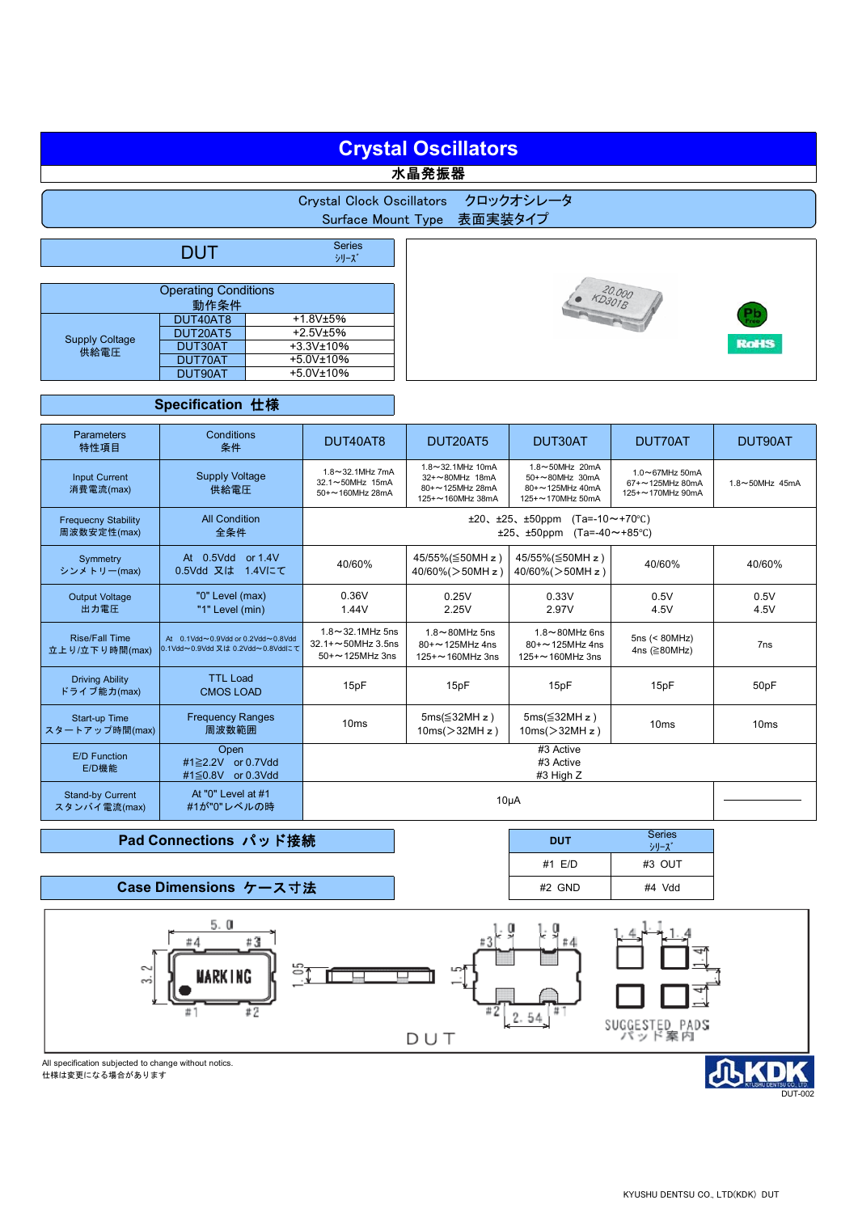# Crystal Oscillators

水晶発振器

Crystal Clock Oscillators　クロックオシレータ
Surface Mount Type　表面実装タイプ

## DUT Series ｼﾘｰｽﾞ

| Operating Conditions 動作条件 | | |
|---|---|---|
| Supply Coltage 供給電圧 | DUT40AT8 | +1.8V±5% |
| | DUT20AT5 | +2.5V±5% |
| | DUT30AT | +3.3V±10% |
| | DUT70AT | +5.0V±10% |
| | DUT90AT | +5.0V±10% |

## Specification 仕様

| Parameters 特性項目 | Conditions 条件 | DUT40AT8 | DUT20AT5 | DUT30AT | DUT70AT | DUT90AT |
|---|---|---|---|---|---|---|
| Input Current 消費電流(max) | Supply Voltage 供給電圧 | 1.8～32.1MHz 7mA<br>32.1～50MHz 15mA<br>50+～160MHz 28mA | 1.8～32.1MHz 10mA<br>32+～80MHz 18mA<br>80+～125MHz 28mA<br>125+～160MHz 38mA | 1.8～50MHz 20mA<br>50+～80MHz 30mA<br>80+～125MHz 40mA<br>125+～170MHz 50mA | 1.0～67MHz 50mA<br>67+～125MHz 80mA<br>125+～170MHz 90mA | 1.8～50MHz 45mA |
| Frequecny Stability 周波数安定性(max) | All Condition 全条件 | ±20、±25、±50ppm (Ta=-10～+70℃)<br>±25、±50ppm (Ta=-40～+85℃) | | | | |
| Symmetry シンメトリー(max) | At 0.5Vdd or 1.4V<br>0.5Vdd 又は 1.4Vにて | 40/60% | 45/55%(≦50MHｚ)<br>40/60%(＞50MHｚ) | 45/55%(≦50MHｚ)<br>40/60%(＞50MHｚ) | 40/60% | 40/60% |
| Output Voltage 出力電圧 | "0" Level (max)<br>"1" Level (min) | 0.36V<br>1.44V | 0.25V<br>2.25V | 0.33V<br>2.97V | 0.5V<br>4.5V | 0.5V<br>4.5V |
| Rise/Fall Time 立上り/立下り時間(max) | At 0.1Vdd～0.9Vdd or 0.2Vdd～0.8Vdd<br>0.1Vdd～0.9Vdd 又は 0.2Vdd～0.8Vddにて | 1.8～32.1MHz 5ns<br>32.1+～50MHz 3.5ns<br>50+～125MHz 3ns | 1.8～80MHz 5ns<br>80+～125MHz 4ns<br>125+～160MHz 3ns | 1.8～80MHz 6ns<br>80+～125MHz 4ns<br>125+～160MHz 3ns | 5ns (< 80MHz)<br>4ns (≧80MHz) | 7ns |
| Driving Ability ドライブ能力(max) | TTL Load<br>CMOS LOAD | 15pF | 15pF | 15pF | 15pF | 50pF |
| Start-up Time スタートアップ時間(max) | Frequency Ranges 周波数範囲 | 10ms | 5ms(≦32MHｚ)<br>10ms(＞32MHｚ) | 5ms(≦32MHｚ)<br>10ms(＞32MHｚ) | 10ms | 10ms |
| E/D Function E/D機能 | Open<br>#1≧2.2V or 0.7Vdd<br>#1≦0.8V or 0.3Vdd | #3 Active<br>#3 Active<br>#3 High Z | | | | |
| Stand-by Current スタンバイ電流(max) | At "0" Level at #1<br>#1が"0"レベルの時 | 10μA | | | | ― |

## Pad Connections パッド接続

| DUT | Series ｼﾘｰｽﾞ |
|---|---|
| #1 E/D | #3 OUT |
| #2 GND | #4 Vdd |

## Case Dimensions ケース寸法

5.0　#4　#3　3.2　MARKING　#1　#2　1.05　1.5　1.0　1.0　#3　#4　#2　#1　2.54　1.4　1.1　1.4　1.4　1.4

DUT　SUGGESTED PADS パッド案内

All specification subjected to change without notics.
仕様は変更になる場合があります

KDK KYUSHU DENTSU CO., LTD.
DUT-002

KYUSHU DENTSU CO., LTD(KDK) DUT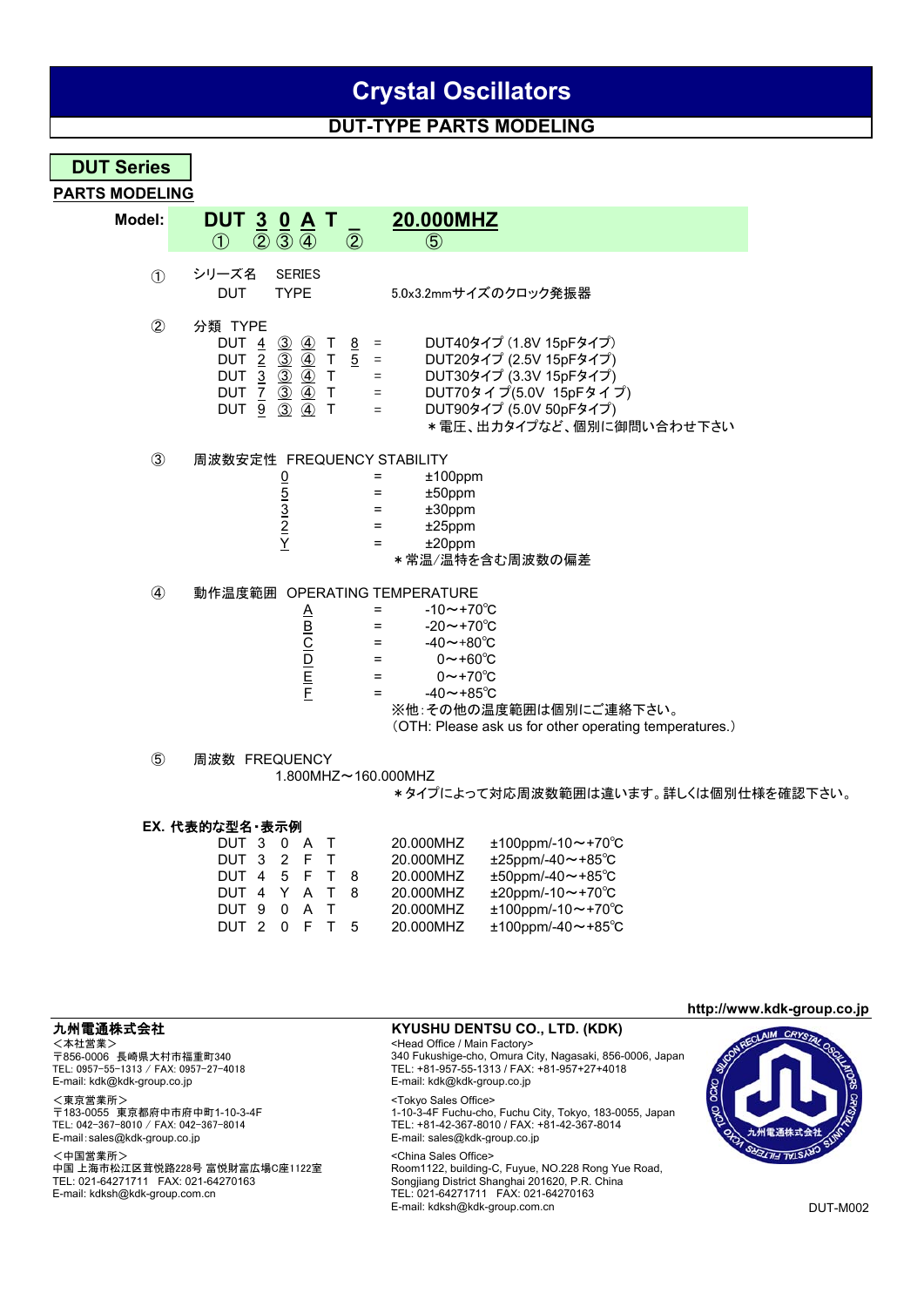# Crystal Oscillators

## DUT-TYPE PARTS MODELING

### DUT Series

**PARTS MODELING**

**Model:** **DUT 3 0 A T _ 20.000MHZ**
① ②③④ ② ⑤

① シリーズ名 SERIES
DUT TYPE 5.0x3.2mmサイズのクロック発振器

② 分類 TYPE

| | | |
|---|---|---|
| DUT 4 ③ ④ T 8 | = | DUT40タイプ (1.8V 15pFタイプ) |
| DUT 2 ③ ④ T 5 | = | DUT20タイプ (2.5V 15pFタイプ) |
| DUT 3 ③ ④ T | = | DUT30タイプ (3.3V 15pFタイプ) |
| DUT 7 ③ ④ T | = | DUT70タイプ(5.0V 15pFタイプ) |
| DUT 9 ③ ④ T | = | DUT90タイプ (5.0V 50pFタイプ) |

＊電圧、出力タイプなど、個別に御問い合わせ下さい

③ 周波数安定性 FREQUENCY STABILITY

| | | |
|---|---|---|
| 0 | = | ±100ppm |
| 5 | = | ±50ppm |
| 3 | = | ±30ppm |
| 2 | = | ±25ppm |
| Y | = | ±20ppm |

＊常温/温特を含む周波数の偏差

④ 動作温度範囲 OPERATING TEMPERATURE

| | | |
|---|---|---|
| A | = | -10～+70℃ |
| B | = | -20～+70℃ |
| C | = | -40～+80℃ |
| D | = | 0～+60℃ |
| E | = | 0～+70℃ |
| F | = | -40～+85℃ |

※他:その他の温度範囲は個別にご連絡下さい。
(OTH: Please ask us for other operating temperatures.)

⑤ 周波数 FREQUENCY
1.800MHZ～160.000MHZ
＊タイプによって対応周波数範囲は違います。詳しくは個別仕様を確認下さい。

**EX. 代表的な型名・表示例**

| | | |
|---|---|---|
| DUT 3 0 A T | 20.000MHZ | ±100ppm/-10～+70℃ |
| DUT 3 2 F T | 20.000MHZ | ±25ppm/-40～+85℃ |
| DUT 4 5 F T 8 | 20.000MHZ | ±50ppm/-40～+85℃ |
| DUT 4 Y A T 8 | 20.000MHZ | ±20ppm/-10～+70℃ |
| DUT 9 0 A T | 20.000MHZ | ±100ppm/-10～+70℃ |
| DUT 2 0 F T 5 | 20.000MHZ | ±100ppm/-40～+85℃ |

http://www.kdk-group.co.jp

**九州電通株式会社**
＜本社営業＞
〒856-0006 長崎県大村市福重町340
TEL: 0957-55-1313 / FAX: 0957-27-4018
E-mail: kdk@kdk-group.co.jp
＜東京営業所＞
〒183-0055 東京都府中市府中町1-10-3-4F
TEL: 042-367-8010 / FAX: 042-367-8014
E-mail: sales@kdk-group.co.jp
＜中国営業所＞
中国 上海市松江区茸悦路228号 富悦財富広場C座1122室
TEL: 021-64271711 FAX: 021-64270163
E-mail: kdksh@kdk-group.com.cn

**KYUSHU DENTSU CO., LTD. (KDK)**
<Head Office / Main Factory>
340 Fukushige-cho, Omura City, Nagasaki, 856-0006, Japan
TEL: +81-957-55-1313 / FAX: +81-957+27+4018
E-mail: kdk@kdk-group.co.jp
<Tokyo Sales Office>
1-10-3-4F Fuchu-cho, Fuchu City, Tokyo, 183-0055, Japan
TEL: +81-42-367-8010 / FAX: +81-42-367-8014
E-mail: sales@kdk-group.co.jp
<China Sales Office>
Room1122, building-C, Fuyue, NO.228 Rong Yue Road,
Songjiang District Shanghai 201620, P.R. China
TEL: 021-64271711 FAX: 021-64270163
E-mail: kdksh@kdk-group.com.cn

DUT-M002